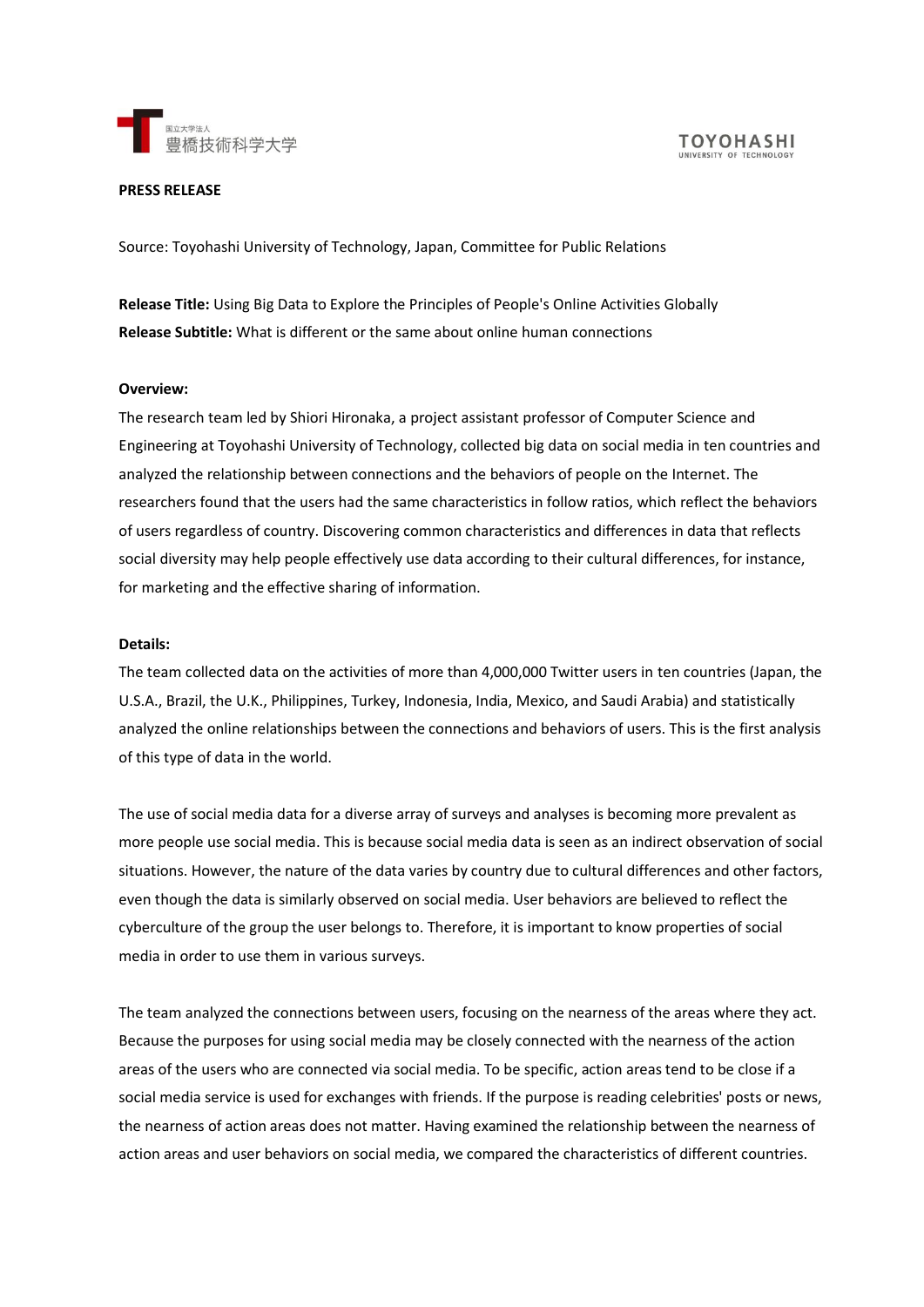**PRESS RELEASE**

Source: Toyohashi University of Technology, Japan, Committee for Public Relations

**Release Title:** Using Big Data to Explore the Principles of People's Online Activities Globally
**Release Subtitle:** What is different or the same about online human connections

**Overview:**

The research team led by Shiori Hironaka, a project assistant professor of Computer Science and Engineering at Toyohashi University of Technology, collected big data on social media in ten countries and analyzed the relationship between connections and the behaviors of people on the Internet. The researchers found that the users had the same characteristics in follow ratios, which reflect the behaviors of users regardless of country. Discovering common characteristics and differences in data that reflects social diversity may help people effectively use data according to their cultural differences, for instance, for marketing and the effective sharing of information.

**Details:**

The team collected data on the activities of more than 4,000,000 Twitter users in ten countries (Japan, the U.S.A., Brazil, the U.K., Philippines, Turkey, Indonesia, India, Mexico, and Saudi Arabia) and statistically analyzed the online relationships between the connections and behaviors of users. This is the first analysis of this type of data in the world.

The use of social media data for a diverse array of surveys and analyses is becoming more prevalent as more people use social media. This is because social media data is seen as an indirect observation of social situations. However, the nature of the data varies by country due to cultural differences and other factors, even though the data is similarly observed on social media. User behaviors are believed to reflect the cyberculture of the group the user belongs to. Therefore, it is important to know properties of social media in order to use them in various surveys.

The team analyzed the connections between users, focusing on the nearness of the areas where they act. Because the purposes for using social media may be closely connected with the nearness of the action areas of the users who are connected via social media. To be specific, action areas tend to be close if a social media service is used for exchanges with friends. If the purpose is reading celebrities' posts or news, the nearness of action areas does not matter. Having examined the relationship between the nearness of action areas and user behaviors on social media, we compared the characteristics of different countries.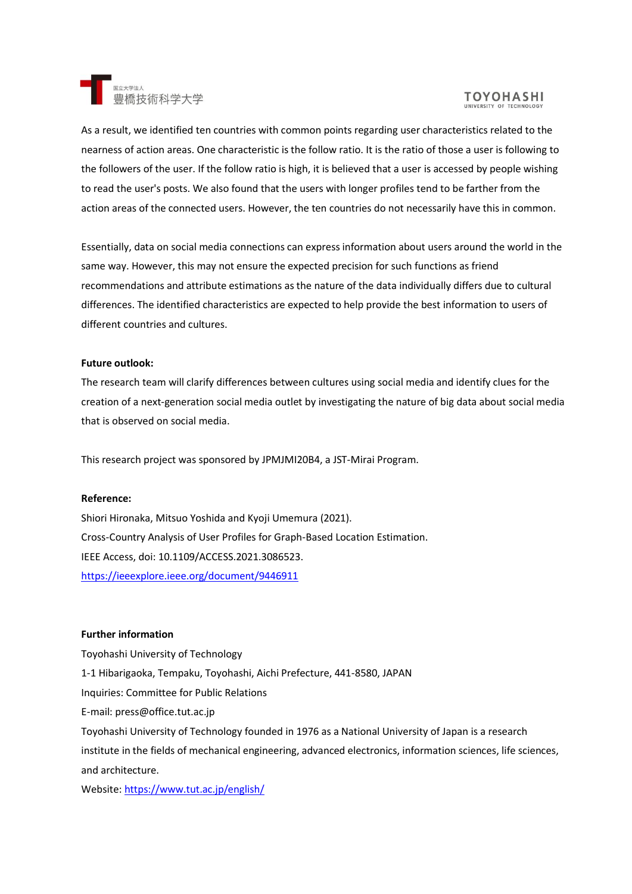As a result, we identified ten countries with common points regarding user characteristics related to the nearness of action areas. One characteristic is the follow ratio. It is the ratio of those a user is following to the followers of the user. If the follow ratio is high, it is believed that a user is accessed by people wishing to read the user's posts. We also found that the users with longer profiles tend to be farther from the action areas of the connected users. However, the ten countries do not necessarily have this in common.

Essentially, data on social media connections can express information about users around the world in the same way. However, this may not ensure the expected precision for such functions as friend recommendations and attribute estimations as the nature of the data individually differs due to cultural differences. The identified characteristics are expected to help provide the best information to users of different countries and cultures.

**Future outlook:**

The research team will clarify differences between cultures using social media and identify clues for the creation of a next-generation social media outlet by investigating the nature of big data about social media that is observed on social media.

This research project was sponsored by JPMJMI20B4, a JST-Mirai Program.

**Reference:**

Shiori Hironaka, Mitsuo Yoshida and Kyoji Umemura (2021).
Cross-Country Analysis of User Profiles for Graph-Based Location Estimation.
IEEE Access, doi: 10.1109/ACCESS.2021.3086523.
https://ieeexplore.ieee.org/document/9446911

**Further information**

Toyohashi University of Technology
1-1 Hibarigaoka, Tempaku, Toyohashi, Aichi Prefecture, 441-8580, JAPAN
Inquiries: Committee for Public Relations
E-mail: press@office.tut.ac.jp
Toyohashi University of Technology founded in 1976 as a National University of Japan is a research institute in the fields of mechanical engineering, advanced electronics, information sciences, life sciences, and architecture.
Website: https://www.tut.ac.jp/english/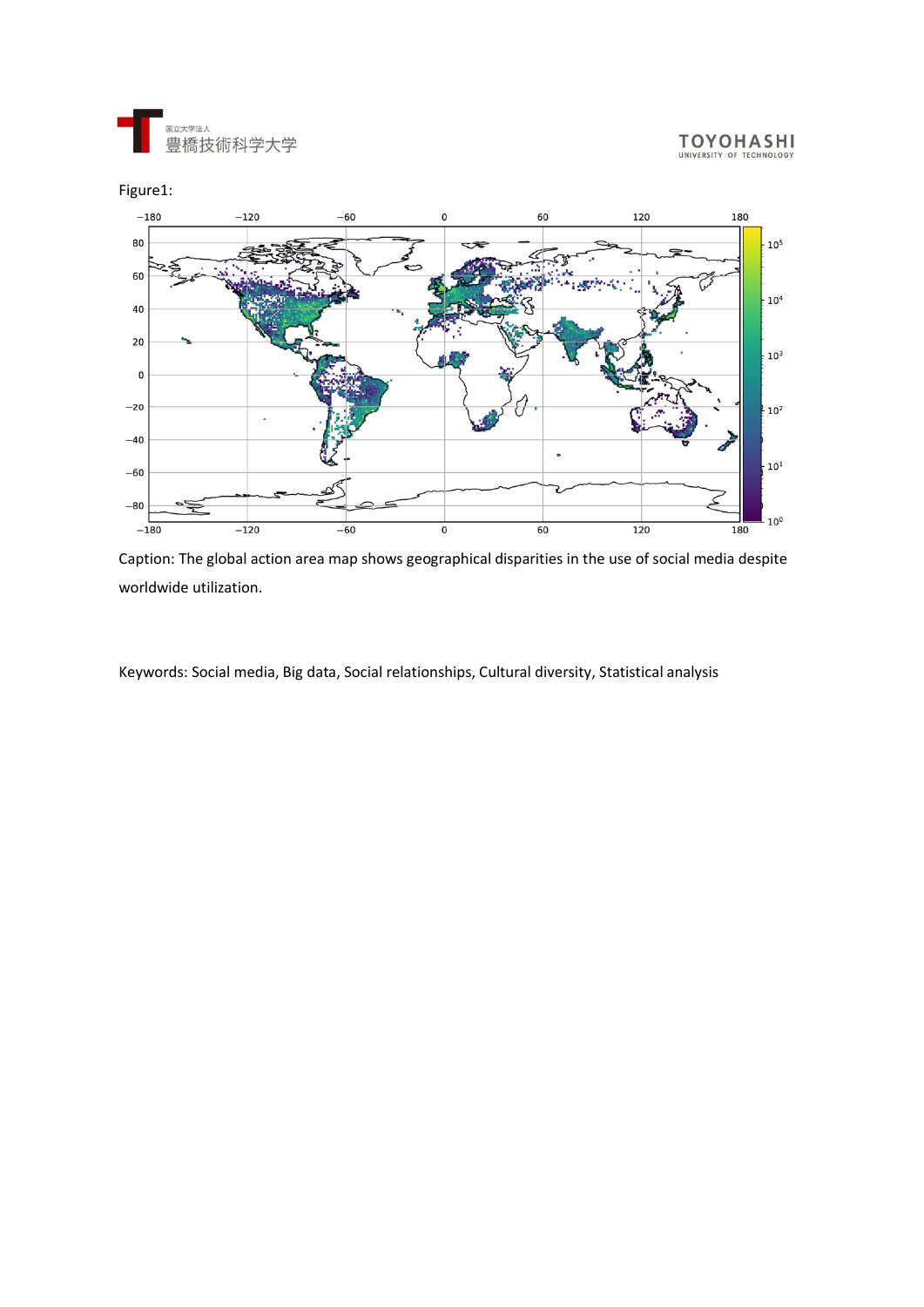Figure1:

−180 −120 −60 0 60 120 180

80 60 40 20 0 −20 −40 −60 −80

$10^5$ $10^4$ $10^3$ $10^2$ $10^1$ $10^0$

Caption: The global action area map shows geographical disparities in the use of social media despite worldwide utilization.

Keywords: Social media, Big data, Social relationships, Cultural diversity, Statistical analysis